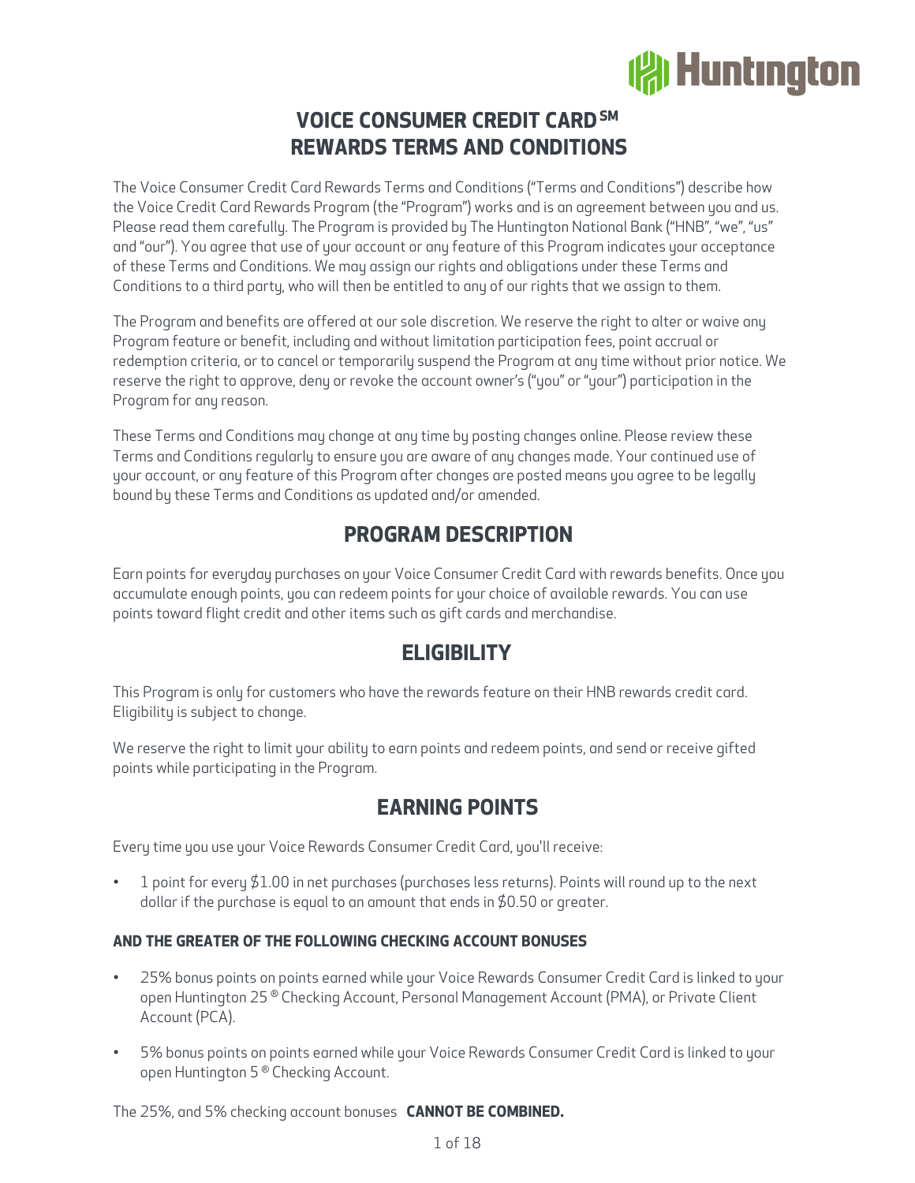# VOICE CONSUMER CREDIT CARD[SM]
# REWARDS TERMS AND CONDITIONS

The Voice Consumer Credit Card Rewards Terms and Conditions ("Terms and Conditions") describe how the Voice Credit Card Rewards Program (the "Program") works and is an agreement between you and us. Please read them carefully. The Program is provided by The Huntington National Bank ("HNB", "we", "us" and "our"). You agree that use of your account or any feature of this Program indicates your acceptance of these Terms and Conditions. We may assign our rights and obligations under these Terms and Conditions to a third party, who will then be entitled to any of our rights that we assign to them.

The Program and benefits are offered at our sole discretion. We reserve the right to alter or waive any Program feature or benefit, including and without limitation participation fees, point accrual or redemption criteria, or to cancel or temporarily suspend the Program at any time without prior notice. We reserve the right to approve, deny or revoke the account owner's ("you" or "your") participation in the Program for any reason.

These Terms and Conditions may change at any time by posting changes online. Please review these Terms and Conditions regularly to ensure you are aware of any changes made. Your continued use of your account, or any feature of this Program after changes are posted means you agree to be legally bound by these Terms and Conditions as updated and/or amended.

## PROGRAM DESCRIPTION

Earn points for everyday purchases on your Voice Consumer Credit Card with rewards benefits. Once you accumulate enough points, you can redeem points for your choice of available rewards. You can use points toward flight credit and other items such as gift cards and merchandise.

## ELIGIBILITY

This Program is only for customers who have the rewards feature on their HNB rewards credit card. Eligibility is subject to change.

We reserve the right to limit your ability to earn points and redeem points, and send or receive gifted points while participating in the Program.

## EARNING POINTS

Every time you use your Voice Rewards Consumer Credit Card, you'll receive:

- 1 point for every $1.00 in net purchases (purchases less returns). Points will round up to the next dollar if the purchase is equal to an amount that ends in $0.50 or greater.

**AND THE GREATER OF THE FOLLOWING CHECKING ACCOUNT BONUSES**

- 25% bonus points on points earned while your Voice Rewards Consumer Credit Card is linked to your open Huntington 25® Checking Account, Personal Management Account (PMA), or Private Client Account (PCA).
- 5% bonus points on points earned while your Voice Rewards Consumer Credit Card is linked to your open Huntington 5® Checking Account.

The 25%, and 5% checking account bonuses **CANNOT BE COMBINED.**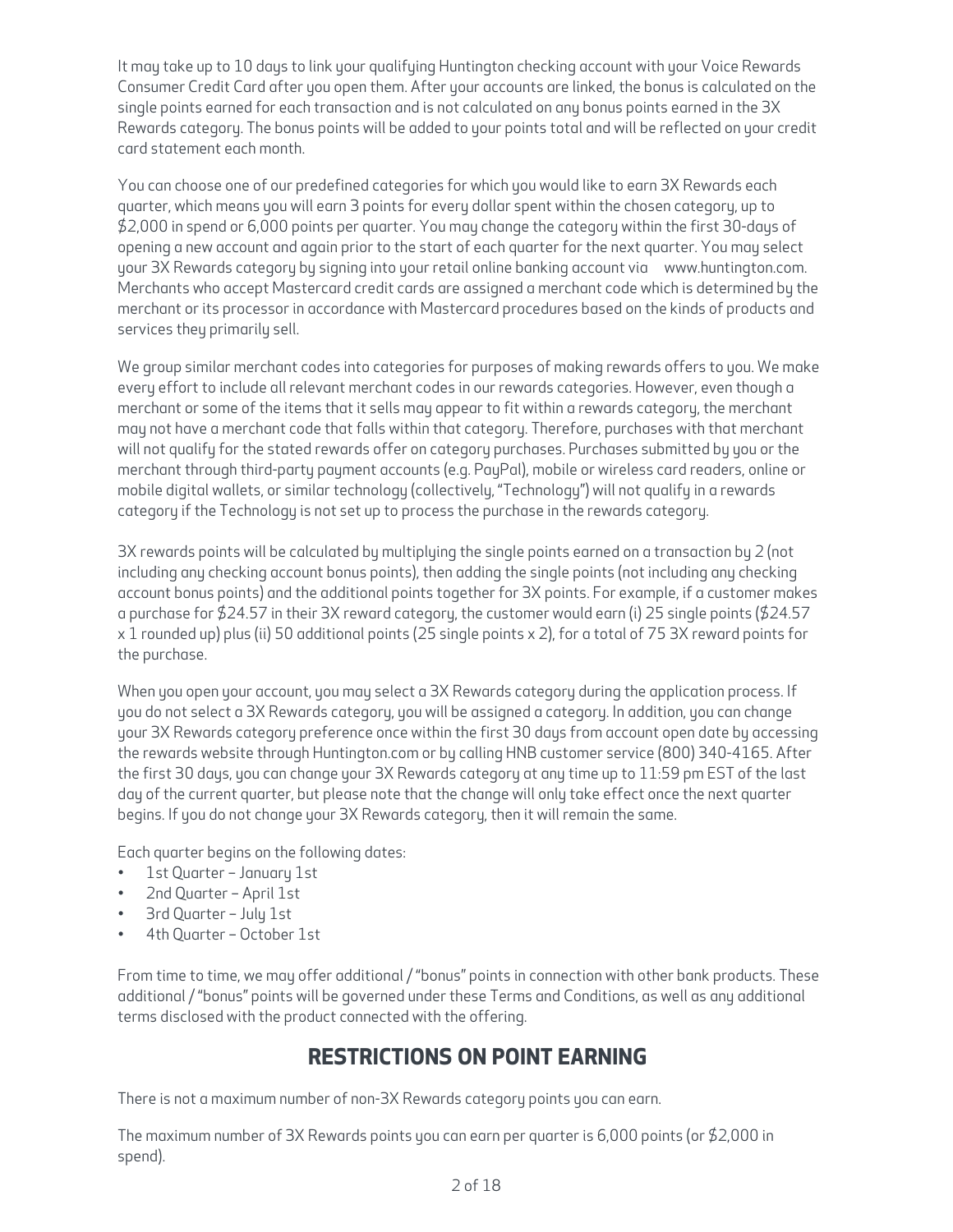It may take up to 10 days to link your qualifying Huntington checking account with your Voice Rewards Consumer Credit Card after you open them. After your accounts are linked, the bonus is calculated on the single points earned for each transaction and is not calculated on any bonus points earned in the 3X Rewards category. The bonus points will be added to your points total and will be reflected on your credit card statement each month.

You can choose one of our predefined categories for which you would like to earn 3X Rewards each quarter, which means you will earn 3 points for every dollar spent within the chosen category, up to $2,000 in spend or 6,000 points per quarter. You may change the category within the first 30-days of opening a new account and again prior to the start of each quarter for the next quarter. You may select your 3X Rewards category by signing into your retail online banking account via www.huntington.com. Merchants who accept Mastercard credit cards are assigned a merchant code which is determined by the merchant or its processor in accordance with Mastercard procedures based on the kinds of products and services they primarily sell.

We group similar merchant codes into categories for purposes of making rewards offers to you. We make every effort to include all relevant merchant codes in our rewards categories. However, even though a merchant or some of the items that it sells may appear to fit within a rewards category, the merchant may not have a merchant code that falls within that category. Therefore, purchases with that merchant will not qualify for the stated rewards offer on category purchases. Purchases submitted by you or the merchant through third-party payment accounts (e.g. PayPal), mobile or wireless card readers, online or mobile digital wallets, or similar technology (collectively, "Technology") will not qualify in a rewards category if the Technology is not set up to process the purchase in the rewards category.

3X rewards points will be calculated by multiplying the single points earned on a transaction by 2 (not including any checking account bonus points), then adding the single points (not including any checking account bonus points) and the additional points together for 3X points. For example, if a customer makes a purchase for $24.57 in their 3X reward category, the customer would earn (i) 25 single points ($24.57 x 1 rounded up) plus (ii) 50 additional points (25 single points x 2), for a total of 75 3X reward points for the purchase.

When you open your account, you may select a 3X Rewards category during the application process. If you do not select a 3X Rewards category, you will be assigned a category. In addition, you can change your 3X Rewards category preference once within the first 30 days from account open date by accessing the rewards website through Huntington.com or by calling HNB customer service (800) 340-4165. After the first 30 days, you can change your 3X Rewards category at any time up to 11:59 pm EST of the last day of the current quarter, but please note that the change will only take effect once the next quarter begins. If you do not change your 3X Rewards category, then it will remain the same.

Each quarter begins on the following dates:

- 1st Quarter – January 1st
- 2nd Quarter – April 1st
- 3rd Quarter – July 1st
- 4th Quarter – October 1st

From time to time, we may offer additional / "bonus" points in connection with other bank products. These additional / "bonus" points will be governed under these Terms and Conditions, as well as any additional terms disclosed with the product connected with the offering.

## RESTRICTIONS ON POINT EARNING

There is not a maximum number of non-3X Rewards category points you can earn.

The maximum number of 3X Rewards points you can earn per quarter is 6,000 points (or $2,000 in spend).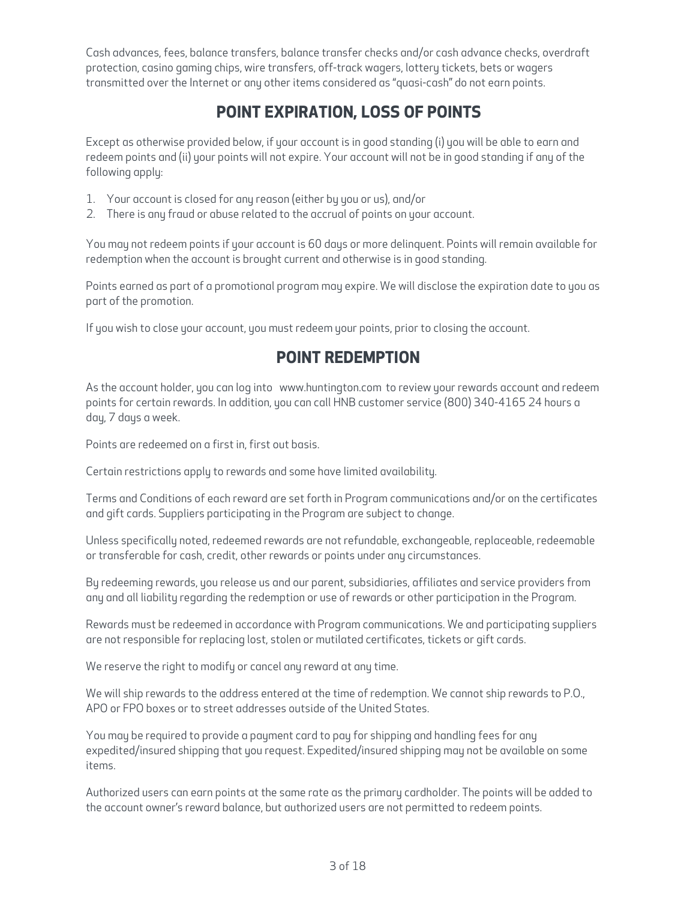Cash advances, fees, balance transfers, balance transfer checks and/or cash advance checks, overdraft protection, casino gaming chips, wire transfers, off-track wagers, lottery tickets, bets or wagers transmitted over the Internet or any other items considered as "quasi-cash" do not earn points.

## POINT EXPIRATION, LOSS OF POINTS

Except as otherwise provided below, if your account is in good standing (i) you will be able to earn and redeem points and (ii) your points will not expire. Your account will not be in good standing if any of the following apply:

1. Your account is closed for any reason (either by you or us), and/or
2. There is any fraud or abuse related to the accrual of points on your account.

You may not redeem points if your account is 60 days or more delinquent. Points will remain available for redemption when the account is brought current and otherwise is in good standing.

Points earned as part of a promotional program may expire. We will disclose the expiration date to you as part of the promotion.

If you wish to close your account, you must redeem your points, prior to closing the account.

## POINT REDEMPTION

As the account holder, you can log into www.huntington.com to review your rewards account and redeem points for certain rewards. In addition, you can call HNB customer service (800) 340-4165 24 hours a day, 7 days a week.

Points are redeemed on a first in, first out basis.

Certain restrictions apply to rewards and some have limited availability.

Terms and Conditions of each reward are set forth in Program communications and/or on the certificates and gift cards. Suppliers participating in the Program are subject to change.

Unless specifically noted, redeemed rewards are not refundable, exchangeable, replaceable, redeemable or transferable for cash, credit, other rewards or points under any circumstances.

By redeeming rewards, you release us and our parent, subsidiaries, affiliates and service providers from any and all liability regarding the redemption or use of rewards or other participation in the Program.

Rewards must be redeemed in accordance with Program communications. We and participating suppliers are not responsible for replacing lost, stolen or mutilated certificates, tickets or gift cards.

We reserve the right to modify or cancel any reward at any time.

We will ship rewards to the address entered at the time of redemption. We cannot ship rewards to P.O., APO or FPO boxes or to street addresses outside of the United States.

You may be required to provide a payment card to pay for shipping and handling fees for any expedited/insured shipping that you request. Expedited/insured shipping may not be available on some items.

Authorized users can earn points at the same rate as the primary cardholder. The points will be added to the account owner's reward balance, but authorized users are not permitted to redeem points.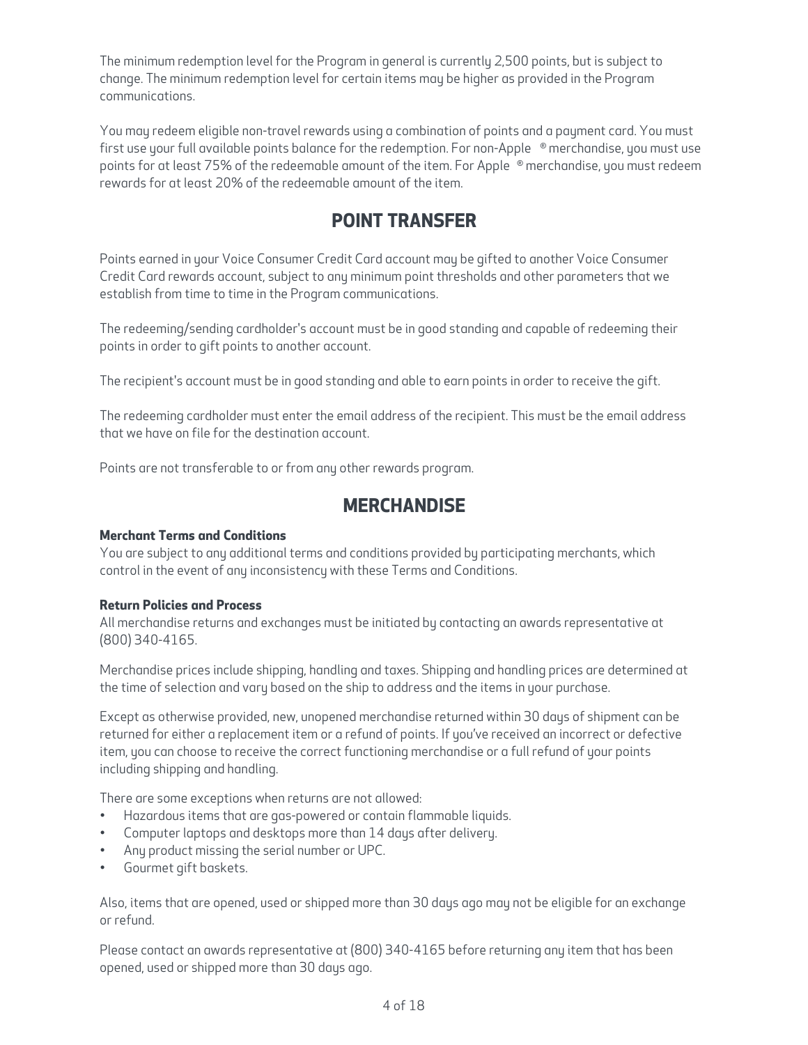The minimum redemption level for the Program in general is currently 2,500 points, but is subject to change. The minimum redemption level for certain items may be higher as provided in the Program communications.

You may redeem eligible non-travel rewards using a combination of points and a payment card. You must first use your full available points balance for the redemption. For non-Apple ® merchandise, you must use points for at least 75% of the redeemable amount of the item. For Apple ® merchandise, you must redeem rewards for at least 20% of the redeemable amount of the item.

## POINT TRANSFER

Points earned in your Voice Consumer Credit Card account may be gifted to another Voice Consumer Credit Card rewards account, subject to any minimum point thresholds and other parameters that we establish from time to time in the Program communications.

The redeeming/sending cardholder's account must be in good standing and capable of redeeming their points in order to gift points to another account.

The recipient's account must be in good standing and able to earn points in order to receive the gift.

The redeeming cardholder must enter the email address of the recipient. This must be the email address that we have on file for the destination account.

Points are not transferable to or from any other rewards program.

## MERCHANDISE

**Merchant Terms and Conditions**
You are subject to any additional terms and conditions provided by participating merchants, which control in the event of any inconsistency with these Terms and Conditions.

**Return Policies and Process**
All merchandise returns and exchanges must be initiated by contacting an awards representative at (800) 340-4165.

Merchandise prices include shipping, handling and taxes. Shipping and handling prices are determined at the time of selection and vary based on the ship to address and the items in your purchase.

Except as otherwise provided, new, unopened merchandise returned within 30 days of shipment can be returned for either a replacement item or a refund of points. If you've received an incorrect or defective item, you can choose to receive the correct functioning merchandise or a full refund of your points including shipping and handling.

There are some exceptions when returns are not allowed:

- Hazardous items that are gas-powered or contain flammable liquids.
- Computer laptops and desktops more than 14 days after delivery.
- Any product missing the serial number or UPC.
- Gourmet gift baskets.

Also, items that are opened, used or shipped more than 30 days ago may not be eligible for an exchange or refund.

Please contact an awards representative at (800) 340-4165 before returning any item that has been opened, used or shipped more than 30 days ago.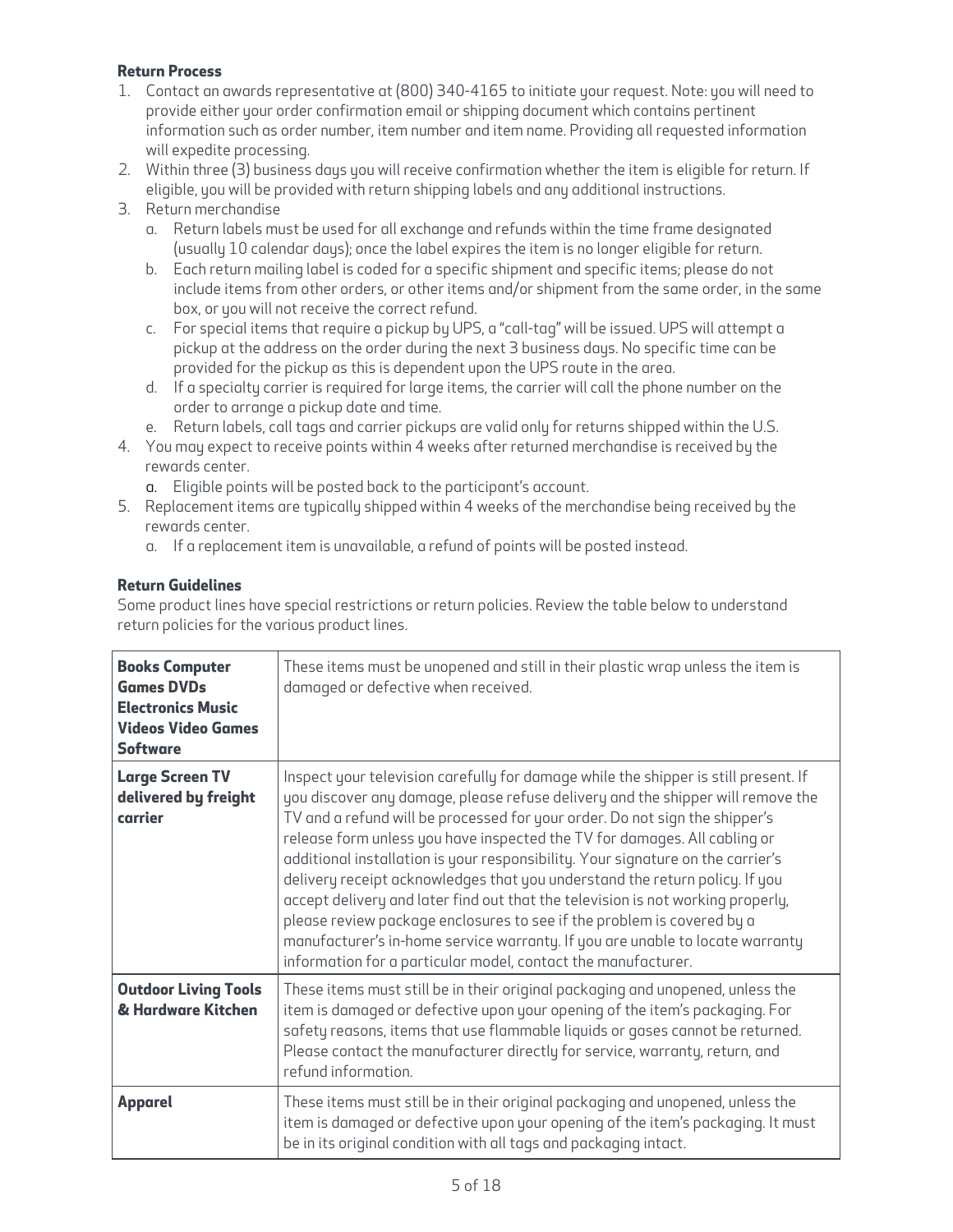**Return Process**

1. Contact an awards representative at (800) 340-4165 to initiate your request. Note: you will need to provide either your order confirmation email or shipping document which contains pertinent information such as order number, item number and item name. Providing all requested information will expedite processing.
2. Within three (3) business days you will receive confirmation whether the item is eligible for return. If eligible, you will be provided with return shipping labels and any additional instructions.
3. Return merchandise
   a. Return labels must be used for all exchange and refunds within the time frame designated (usually 10 calendar days); once the label expires the item is no longer eligible for return.
   b. Each return mailing label is coded for a specific shipment and specific items; please do not include items from other orders, or other items and/or shipment from the same order, in the same box, or you will not receive the correct refund.
   c. For special items that require a pickup by UPS, a "call-tag" will be issued. UPS will attempt a pickup at the address on the order during the next 3 business days. No specific time can be provided for the pickup as this is dependent upon the UPS route in the area.
   d. If a specialty carrier is required for large items, the carrier will call the phone number on the order to arrange a pickup date and time.
   e. Return labels, call tags and carrier pickups are valid only for returns shipped within the U.S.
4. You may expect to receive points within 4 weeks after returned merchandise is received by the rewards center.
   a. Eligible points will be posted back to the participant's account.
5. Replacement items are typically shipped within 4 weeks of the merchandise being received by the rewards center.
   a. If a replacement item is unavailable, a refund of points will be posted instead.

**Return Guidelines**

Some product lines have special restrictions or return policies. Review the table below to understand return policies for the various product lines.

| Product Line | Return Policy |
|---|---|
| **Books Computer Games DVDs Electronics Music Videos Video Games Software** | These items must be unopened and still in their plastic wrap unless the item is damaged or defective when received. |
| **Large Screen TV delivered by freight carrier** | Inspect your television carefully for damage while the shipper is still present. If you discover any damage, please refuse delivery and the shipper will remove the TV and a refund will be processed for your order. Do not sign the shipper's release form unless you have inspected the TV for damages. All cabling or additional installation is your responsibility. Your signature on the carrier's delivery receipt acknowledges that you understand the return policy. If you accept delivery and later find out that the television is not working properly, please review package enclosures to see if the problem is covered by a manufacturer's in-home service warranty. If you are unable to locate warranty information for a particular model, contact the manufacturer. |
| **Outdoor Living Tools & Hardware Kitchen** | These items must still be in their original packaging and unopened, unless the item is damaged or defective upon your opening of the item's packaging. For safety reasons, items that use flammable liquids or gases cannot be returned. Please contact the manufacturer directly for service, warranty, return, and refund information. |
| **Apparel** | These items must still be in their original packaging and unopened, unless the item is damaged or defective upon your opening of the item's packaging. It must be in its original condition with all tags and packaging intact. |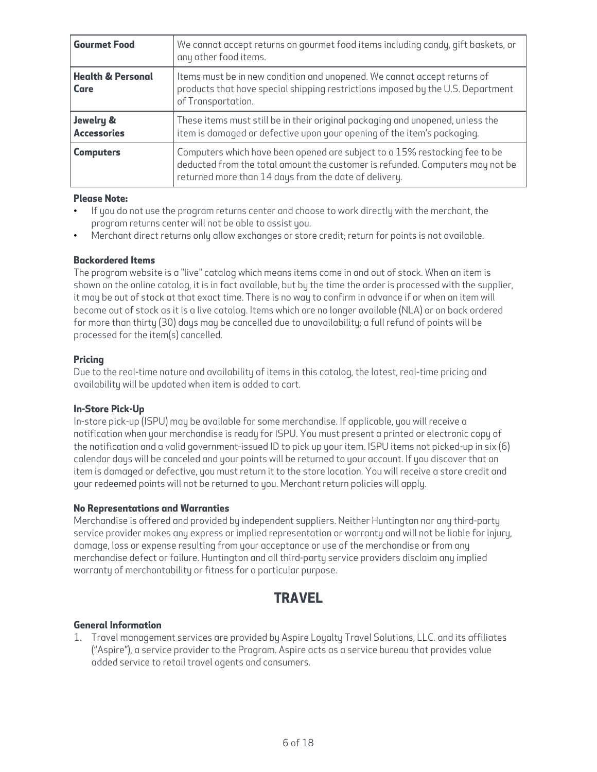| | |
|---|---|
| **Gourmet Food** | We cannot accept returns on gourmet food items including candy, gift baskets, or any other food items. |
| **Health & Personal Care** | Items must be in new condition and unopened. We cannot accept returns of products that have special shipping restrictions imposed by the U.S. Department of Transportation. |
| **Jewelry & Accessories** | These items must still be in their original packaging and unopened, unless the item is damaged or defective upon your opening of the item's packaging. |
| **Computers** | Computers which have been opened are subject to a 15% restocking fee to be deducted from the total amount the customer is refunded. Computers may not be returned more than 14 days from the date of delivery. |

**Please Note:**

- If you do not use the program returns center and choose to work directly with the merchant, the program returns center will not be able to assist you.
- Merchant direct returns only allow exchanges or store credit; return for points is not available.

**Backordered Items**

The program website is a "live" catalog which means items come in and out of stock. When an item is shown on the online catalog, it is in fact available, but by the time the order is processed with the supplier, it may be out of stock at that exact time. There is no way to confirm in advance if or when an item will become out of stock as it is a live catalog. Items which are no longer available (NLA) or on back ordered for more than thirty (30) days may be cancelled due to unavailability; a full refund of points will be processed for the item(s) cancelled.

**Pricing**

Due to the real-time nature and availability of items in this catalog, the latest, real-time pricing and availability will be updated when item is added to cart.

**In-Store Pick-Up**

In-store pick-up (ISPU) may be available for some merchandise. If applicable, you will receive a notification when your merchandise is ready for ISPU. You must present a printed or electronic copy of the notification and a valid government-issued ID to pick up your item. ISPU items not picked-up in six (6) calendar days will be canceled and your points will be returned to your account. If you discover that an item is damaged or defective, you must return it to the store location. You will receive a store credit and your redeemed points will not be returned to you. Merchant return policies will apply.

**No Representations and Warranties**

Merchandise is offered and provided by independent suppliers. Neither Huntington nor any third-party service provider makes any express or implied representation or warranty and will not be liable for injury, damage, loss or expense resulting from your acceptance or use of the merchandise or from any merchandise defect or failure. Huntington and all third-party service providers disclaim any implied warranty of merchantability or fitness for a particular purpose.

# TRAVEL

**General Information**

1. Travel management services are provided by Aspire Loyalty Travel Solutions, LLC. and its affiliates ("Aspire"), a service provider to the Program. Aspire acts as a service bureau that provides value added service to retail travel agents and consumers.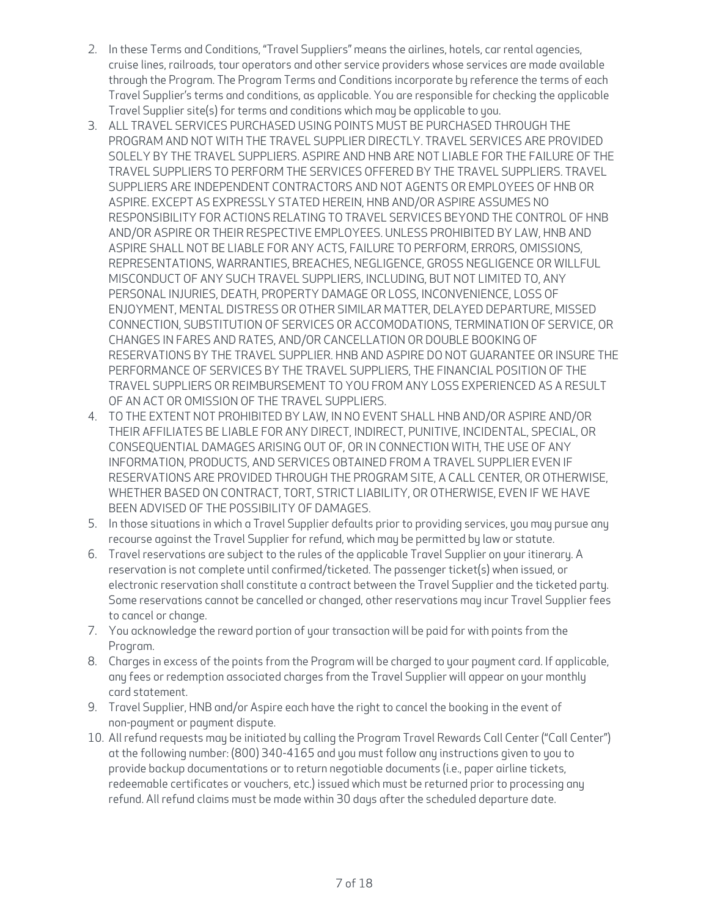2. In these Terms and Conditions, "Travel Suppliers" means the airlines, hotels, car rental agencies, cruise lines, railroads, tour operators and other service providers whose services are made available through the Program. The Program Terms and Conditions incorporate by reference the terms of each Travel Supplier's terms and conditions, as applicable. You are responsible for checking the applicable Travel Supplier site(s) for terms and conditions which may be applicable to you.
3. ALL TRAVEL SERVICES PURCHASED USING POINTS MUST BE PURCHASED THROUGH THE PROGRAM AND NOT WITH THE TRAVEL SUPPLIER DIRECTLY. TRAVEL SERVICES ARE PROVIDED SOLELY BY THE TRAVEL SUPPLIERS. ASPIRE AND HNB ARE NOT LIABLE FOR THE FAILURE OF THE TRAVEL SUPPLIERS TO PERFORM THE SERVICES OFFERED BY THE TRAVEL SUPPLIERS. TRAVEL SUPPLIERS ARE INDEPENDENT CONTRACTORS AND NOT AGENTS OR EMPLOYEES OF HNB OR ASPIRE. EXCEPT AS EXPRESSLY STATED HEREIN, HNB AND/OR ASPIRE ASSUMES NO RESPONSIBILITY FOR ACTIONS RELATING TO TRAVEL SERVICES BEYOND THE CONTROL OF HNB AND/OR ASPIRE OR THEIR RESPECTIVE EMPLOYEES. UNLESS PROHIBITED BY LAW, HNB AND ASPIRE SHALL NOT BE LIABLE FOR ANY ACTS, FAILURE TO PERFORM, ERRORS, OMISSIONS, REPRESENTATIONS, WARRANTIES, BREACHES, NEGLIGENCE, GROSS NEGLIGENCE OR WILLFUL MISCONDUCT OF ANY SUCH TRAVEL SUPPLIERS, INCLUDING, BUT NOT LIMITED TO, ANY PERSONAL INJURIES, DEATH, PROPERTY DAMAGE OR LOSS, INCONVENIENCE, LOSS OF ENJOYMENT, MENTAL DISTRESS OR OTHER SIMILAR MATTER, DELAYED DEPARTURE, MISSED CONNECTION, SUBSTITUTION OF SERVICES OR ACCOMODATIONS, TERMINATION OF SERVICE, OR CHANGES IN FARES AND RATES, AND/OR CANCELLATION OR DOUBLE BOOKING OF RESERVATIONS BY THE TRAVEL SUPPLIER. HNB AND ASPIRE DO NOT GUARANTEE OR INSURE THE PERFORMANCE OF SERVICES BY THE TRAVEL SUPPLIERS, THE FINANCIAL POSITION OF THE TRAVEL SUPPLIERS OR REIMBURSEMENT TO YOU FROM ANY LOSS EXPERIENCED AS A RESULT OF AN ACT OR OMISSION OF THE TRAVEL SUPPLIERS.
4. TO THE EXTENT NOT PROHIBITED BY LAW, IN NO EVENT SHALL HNB AND/OR ASPIRE AND/OR THEIR AFFILIATES BE LIABLE FOR ANY DIRECT, INDIRECT, PUNITIVE, INCIDENTAL, SPECIAL, OR CONSEQUENTIAL DAMAGES ARISING OUT OF, OR IN CONNECTION WITH, THE USE OF ANY INFORMATION, PRODUCTS, AND SERVICES OBTAINED FROM A TRAVEL SUPPLIER EVEN IF RESERVATIONS ARE PROVIDED THROUGH THE PROGRAM SITE, A CALL CENTER, OR OTHERWISE, WHETHER BASED ON CONTRACT, TORT, STRICT LIABILITY, OR OTHERWISE, EVEN IF WE HAVE BEEN ADVISED OF THE POSSIBILITY OF DAMAGES.
5. In those situations in which a Travel Supplier defaults prior to providing services, you may pursue any recourse against the Travel Supplier for refund, which may be permitted by law or statute.
6. Travel reservations are subject to the rules of the applicable Travel Supplier on your itinerary. A reservation is not complete until confirmed/ticketed. The passenger ticket(s) when issued, or electronic reservation shall constitute a contract between the Travel Supplier and the ticketed party. Some reservations cannot be cancelled or changed, other reservations may incur Travel Supplier fees to cancel or change.
7. You acknowledge the reward portion of your transaction will be paid for with points from the Program.
8. Charges in excess of the points from the Program will be charged to your payment card. If applicable, any fees or redemption associated charges from the Travel Supplier will appear on your monthly card statement.
9. Travel Supplier, HNB and/or Aspire each have the right to cancel the booking in the event of non-payment or payment dispute.
10. All refund requests may be initiated by calling the Program Travel Rewards Call Center ("Call Center") at the following number: (800) 340-4165 and you must follow any instructions given to you to provide backup documentations or to return negotiable documents (i.e., paper airline tickets, redeemable certificates or vouchers, etc.) issued which must be returned prior to processing any refund. All refund claims must be made within 30 days after the scheduled departure date.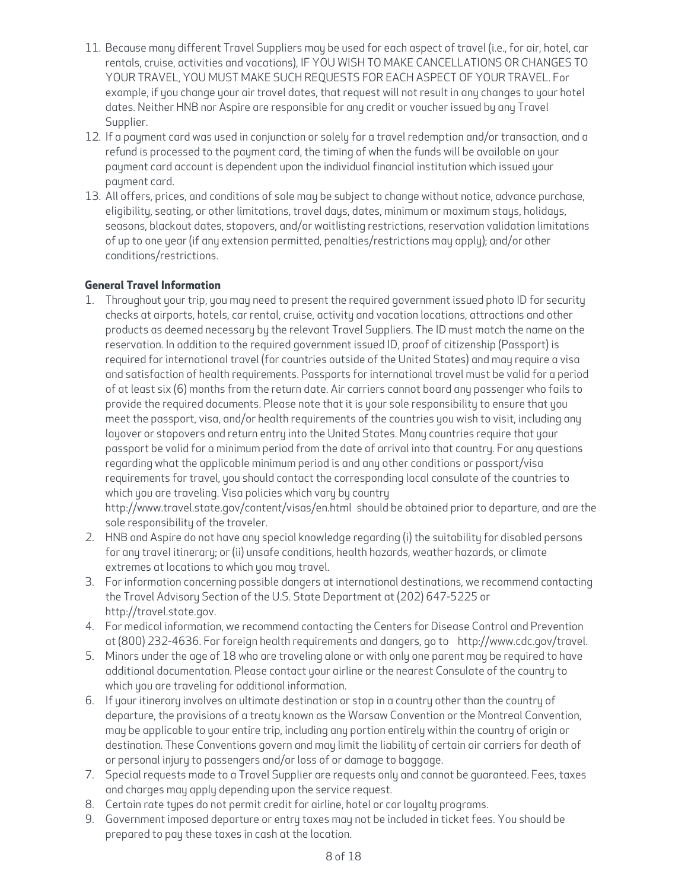11. Because many different Travel Suppliers may be used for each aspect of travel (i.e., for air, hotel, car rentals, cruise, activities and vacations), IF YOU WISH TO MAKE CANCELLATIONS OR CHANGES TO YOUR TRAVEL, YOU MUST MAKE SUCH REQUESTS FOR EACH ASPECT OF YOUR TRAVEL. For example, if you change your air travel dates, that request will not result in any changes to your hotel dates. Neither HNB nor Aspire are responsible for any credit or voucher issued by any Travel Supplier.
12. If a payment card was used in conjunction or solely for a travel redemption and/or transaction, and a refund is processed to the payment card, the timing of when the funds will be available on your payment card account is dependent upon the individual financial institution which issued your payment card.
13. All offers, prices, and conditions of sale may be subject to change without notice, advance purchase, eligibility, seating, or other limitations, travel days, dates, minimum or maximum stays, holidays, seasons, blackout dates, stopovers, and/or waitlisting restrictions, reservation validation limitations of up to one year (if any extension permitted, penalties/restrictions may apply); and/or other conditions/restrictions.

**General Travel Information**

1. Throughout your trip, you may need to present the required government issued photo ID for security checks at airports, hotels, car rental, cruise, activity and vacation locations, attractions and other products as deemed necessary by the relevant Travel Suppliers. The ID must match the name on the reservation. In addition to the required government issued ID, proof of citizenship (Passport) is required for international travel (for countries outside of the United States) and may require a visa and satisfaction of health requirements. Passports for international travel must be valid for a period of at least six (6) months from the return date. Air carriers cannot board any passenger who fails to provide the required documents. Please note that it is your sole responsibility to ensure that you meet the passport, visa, and/or health requirements of the countries you wish to visit, including any layover or stopovers and return entry into the United States. Many countries require that your passport be valid for a minimum period from the date of arrival into that country. For any questions regarding what the applicable minimum period is and any other conditions or passport/visa requirements for travel, you should contact the corresponding local consulate of the countries to which you are traveling. Visa policies which vary by country http://www.travel.state.gov/content/visas/en.html should be obtained prior to departure, and are the sole responsibility of the traveler.
2. HNB and Aspire do not have any special knowledge regarding (i) the suitability for disabled persons for any travel itinerary; or (ii) unsafe conditions, health hazards, weather hazards, or climate extremes at locations to which you may travel.
3. For information concerning possible dangers at international destinations, we recommend contacting the Travel Advisory Section of the U.S. State Department at (202) 647-5225 or http://travel.state.gov.
4. For medical information, we recommend contacting the Centers for Disease Control and Prevention at (800) 232-4636. For foreign health requirements and dangers, go to http://www.cdc.gov/travel.
5. Minors under the age of 18 who are traveling alone or with only one parent may be required to have additional documentation. Please contact your airline or the nearest Consulate of the country to which you are traveling for additional information.
6. If your itinerary involves an ultimate destination or stop in a country other than the country of departure, the provisions of a treaty known as the Warsaw Convention or the Montreal Convention, may be applicable to your entire trip, including any portion entirely within the country of origin or destination. These Conventions govern and may limit the liability of certain air carriers for death of or personal injury to passengers and/or loss of or damage to baggage.
7. Special requests made to a Travel Supplier are requests only and cannot be guaranteed. Fees, taxes and charges may apply depending upon the service request.
8. Certain rate types do not permit credit for airline, hotel or car loyalty programs.
9. Government imposed departure or entry taxes may not be included in ticket fees. You should be prepared to pay these taxes in cash at the location.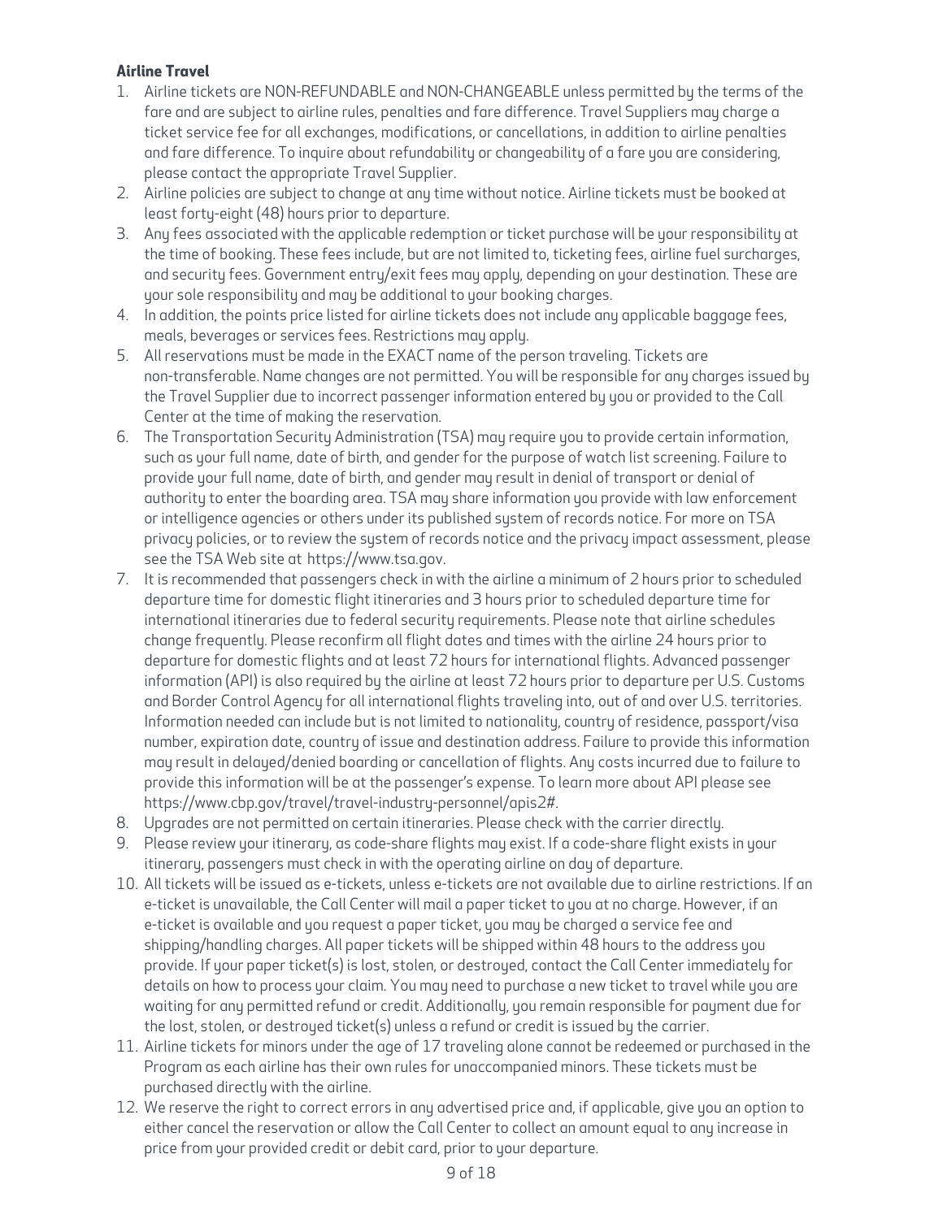**Airline Travel**

1. Airline tickets are NON-REFUNDABLE and NON-CHANGEABLE unless permitted by the terms of the fare and are subject to airline rules, penalties and fare difference. Travel Suppliers may charge a ticket service fee for all exchanges, modifications, or cancellations, in addition to airline penalties and fare difference. To inquire about refundability or changeability of a fare you are considering, please contact the appropriate Travel Supplier.
2. Airline policies are subject to change at any time without notice. Airline tickets must be booked at least forty-eight (48) hours prior to departure.
3. Any fees associated with the applicable redemption or ticket purchase will be your responsibility at the time of booking. These fees include, but are not limited to, ticketing fees, airline fuel surcharges, and security fees. Government entry/exit fees may apply, depending on your destination. These are your sole responsibility and may be additional to your booking charges.
4. In addition, the points price listed for airline tickets does not include any applicable baggage fees, meals, beverages or services fees. Restrictions may apply.
5. All reservations must be made in the EXACT name of the person traveling. Tickets are non-transferable. Name changes are not permitted. You will be responsible for any charges issued by the Travel Supplier due to incorrect passenger information entered by you or provided to the Call Center at the time of making the reservation.
6. The Transportation Security Administration (TSA) may require you to provide certain information, such as your full name, date of birth, and gender for the purpose of watch list screening. Failure to provide your full name, date of birth, and gender may result in denial of transport or denial of authority to enter the boarding area. TSA may share information you provide with law enforcement or intelligence agencies or others under its published system of records notice. For more on TSA privacy policies, or to review the system of records notice and the privacy impact assessment, please see the TSA Web site at https://www.tsa.gov.
7. It is recommended that passengers check in with the airline a minimum of 2 hours prior to scheduled departure time for domestic flight itineraries and 3 hours prior to scheduled departure time for international itineraries due to federal security requirements. Please note that airline schedules change frequently. Please reconfirm all flight dates and times with the airline 24 hours prior to departure for domestic flights and at least 72 hours for international flights. Advanced passenger information (API) is also required by the airline at least 72 hours prior to departure per U.S. Customs and Border Control Agency for all international flights traveling into, out of and over U.S. territories. Information needed can include but is not limited to nationality, country of residence, passport/visa number, expiration date, country of issue and destination address. Failure to provide this information may result in delayed/denied boarding or cancellation of flights. Any costs incurred due to failure to provide this information will be at the passenger's expense. To learn more about API please see https://www.cbp.gov/travel/travel-industry-personnel/apis2#.
8. Upgrades are not permitted on certain itineraries. Please check with the carrier directly.
9. Please review your itinerary, as code-share flights may exist. If a code-share flight exists in your itinerary, passengers must check in with the operating airline on day of departure.
10. All tickets will be issued as e-tickets, unless e-tickets are not available due to airline restrictions. If an e-ticket is unavailable, the Call Center will mail a paper ticket to you at no charge. However, if an e-ticket is available and you request a paper ticket, you may be charged a service fee and shipping/handling charges. All paper tickets will be shipped within 48 hours to the address you provide. If your paper ticket(s) is lost, stolen, or destroyed, contact the Call Center immediately for details on how to process your claim. You may need to purchase a new ticket to travel while you are waiting for any permitted refund or credit. Additionally, you remain responsible for payment due for the lost, stolen, or destroyed ticket(s) unless a refund or credit is issued by the carrier.
11. Airline tickets for minors under the age of 17 traveling alone cannot be redeemed or purchased in the Program as each airline has their own rules for unaccompanied minors. These tickets must be purchased directly with the airline.
12. We reserve the right to correct errors in any advertised price and, if applicable, give you an option to either cancel the reservation or allow the Call Center to collect an amount equal to any increase in price from your provided credit or debit card, prior to your departure.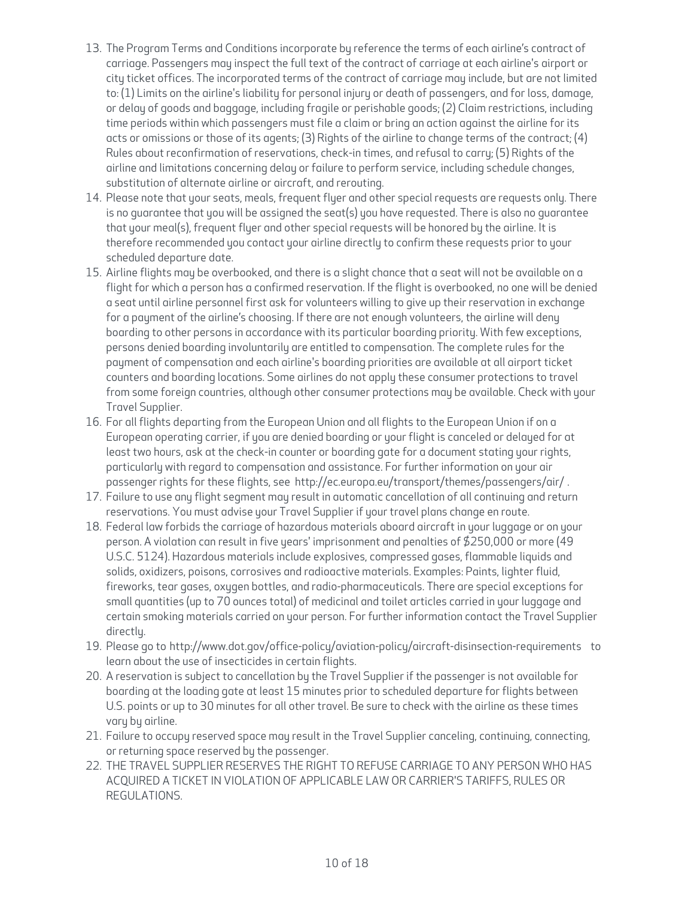13. The Program Terms and Conditions incorporate by reference the terms of each airline's contract of carriage. Passengers may inspect the full text of the contract of carriage at each airline's airport or city ticket offices. The incorporated terms of the contract of carriage may include, but are not limited to: (1) Limits on the airline's liability for personal injury or death of passengers, and for loss, damage, or delay of goods and baggage, including fragile or perishable goods; (2) Claim restrictions, including time periods within which passengers must file a claim or bring an action against the airline for its acts or omissions or those of its agents; (3) Rights of the airline to change terms of the contract; (4) Rules about reconfirmation of reservations, check-in times, and refusal to carry; (5) Rights of the airline and limitations concerning delay or failure to perform service, including schedule changes, substitution of alternate airline or aircraft, and rerouting.
14. Please note that your seats, meals, frequent flyer and other special requests are requests only. There is no guarantee that you will be assigned the seat(s) you have requested. There is also no guarantee that your meal(s), frequent flyer and other special requests will be honored by the airline. It is therefore recommended you contact your airline directly to confirm these requests prior to your scheduled departure date.
15. Airline flights may be overbooked, and there is a slight chance that a seat will not be available on a flight for which a person has a confirmed reservation. If the flight is overbooked, no one will be denied a seat until airline personnel first ask for volunteers willing to give up their reservation in exchange for a payment of the airline's choosing. If there are not enough volunteers, the airline will deny boarding to other persons in accordance with its particular boarding priority. With few exceptions, persons denied boarding involuntarily are entitled to compensation. The complete rules for the payment of compensation and each airline's boarding priorities are available at all airport ticket counters and boarding locations. Some airlines do not apply these consumer protections to travel from some foreign countries, although other consumer protections may be available. Check with your Travel Supplier.
16. For all flights departing from the European Union and all flights to the European Union if on a European operating carrier, if you are denied boarding or your flight is canceled or delayed for at least two hours, ask at the check-in counter or boarding gate for a document stating your rights, particularly with regard to compensation and assistance. For further information on your air passenger rights for these flights, see http://ec.europa.eu/transport/themes/passengers/air/ .
17. Failure to use any flight segment may result in automatic cancellation of all continuing and return reservations. You must advise your Travel Supplier if your travel plans change en route.
18. Federal law forbids the carriage of hazardous materials aboard aircraft in your luggage or on your person. A violation can result in five years' imprisonment and penalties of $250,000 or more (49 U.S.C. 5124). Hazardous materials include explosives, compressed gases, flammable liquids and solids, oxidizers, poisons, corrosives and radioactive materials. Examples: Paints, lighter fluid, fireworks, tear gases, oxygen bottles, and radio-pharmaceuticals. There are special exceptions for small quantities (up to 70 ounces total) of medicinal and toilet articles carried in your luggage and certain smoking materials carried on your person. For further information contact the Travel Supplier directly.
19. Please go to http://www.dot.gov/office-policy/aviation-policy/aircraft-disinsection-requirements to learn about the use of insecticides in certain flights.
20. A reservation is subject to cancellation by the Travel Supplier if the passenger is not available for boarding at the loading gate at least 15 minutes prior to scheduled departure for flights between U.S. points or up to 30 minutes for all other travel. Be sure to check with the airline as these times vary by airline.
21. Failure to occupy reserved space may result in the Travel Supplier canceling, continuing, connecting, or returning space reserved by the passenger.
22. THE TRAVEL SUPPLIER RESERVES THE RIGHT TO REFUSE CARRIAGE TO ANY PERSON WHO HAS ACQUIRED A TICKET IN VIOLATION OF APPLICABLE LAW OR CARRIER'S TARIFFS, RULES OR REGULATIONS.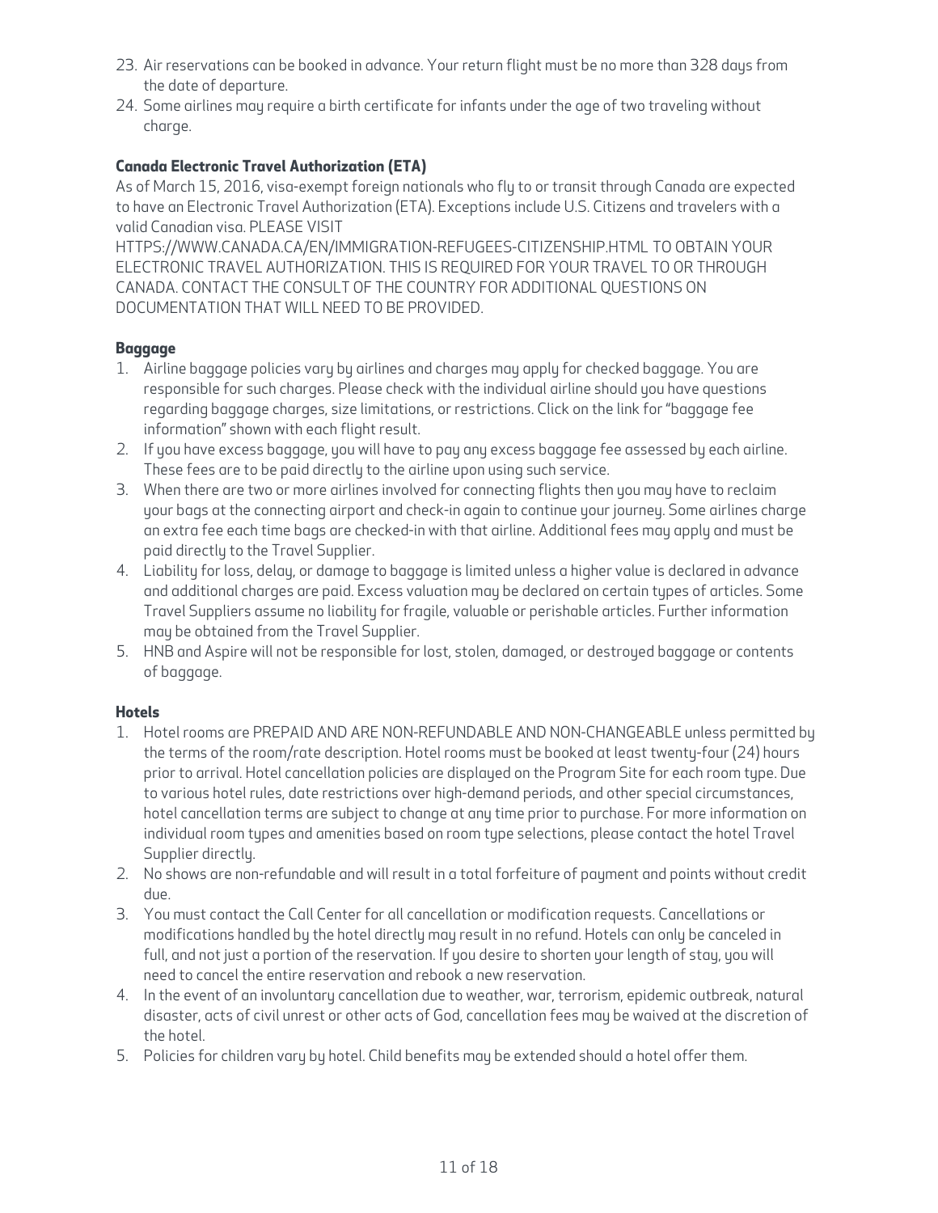23. Air reservations can be booked in advance. Your return flight must be no more than 328 days from the date of departure.
24. Some airlines may require a birth certificate for infants under the age of two traveling without charge.

**Canada Electronic Travel Authorization (ETA)**

As of March 15, 2016, visa-exempt foreign nationals who fly to or transit through Canada are expected to have an Electronic Travel Authorization (ETA). Exceptions include U.S. Citizens and travelers with a valid Canadian visa. PLEASE VISIT HTTPS://WWW.CANADA.CA/EN/IMMIGRATION-REFUGEES-CITIZENSHIP.HTML TO OBTAIN YOUR ELECTRONIC TRAVEL AUTHORIZATION. THIS IS REQUIRED FOR YOUR TRAVEL TO OR THROUGH CANADA. CONTACT THE CONSULT OF THE COUNTRY FOR ADDITIONAL QUESTIONS ON DOCUMENTATION THAT WILL NEED TO BE PROVIDED.

**Baggage**

1. Airline baggage policies vary by airlines and charges may apply for checked baggage. You are responsible for such charges. Please check with the individual airline should you have questions regarding baggage charges, size limitations, or restrictions. Click on the link for "baggage fee information" shown with each flight result.
2. If you have excess baggage, you will have to pay any excess baggage fee assessed by each airline. These fees are to be paid directly to the airline upon using such service.
3. When there are two or more airlines involved for connecting flights then you may have to reclaim your bags at the connecting airport and check-in again to continue your journey. Some airlines charge an extra fee each time bags are checked-in with that airline. Additional fees may apply and must be paid directly to the Travel Supplier.
4. Liability for loss, delay, or damage to baggage is limited unless a higher value is declared in advance and additional charges are paid. Excess valuation may be declared on certain types of articles. Some Travel Suppliers assume no liability for fragile, valuable or perishable articles. Further information may be obtained from the Travel Supplier.
5. HNB and Aspire will not be responsible for lost, stolen, damaged, or destroyed baggage or contents of baggage.

**Hotels**

1. Hotel rooms are PREPAID AND ARE NON-REFUNDABLE AND NON-CHANGEABLE unless permitted by the terms of the room/rate description. Hotel rooms must be booked at least twenty-four (24) hours prior to arrival. Hotel cancellation policies are displayed on the Program Site for each room type. Due to various hotel rules, date restrictions over high-demand periods, and other special circumstances, hotel cancellation terms are subject to change at any time prior to purchase. For more information on individual room types and amenities based on room type selections, please contact the hotel Travel Supplier directly.
2. No shows are non-refundable and will result in a total forfeiture of payment and points without credit due.
3. You must contact the Call Center for all cancellation or modification requests. Cancellations or modifications handled by the hotel directly may result in no refund. Hotels can only be canceled in full, and not just a portion of the reservation. If you desire to shorten your length of stay, you will need to cancel the entire reservation and rebook a new reservation.
4. In the event of an involuntary cancellation due to weather, war, terrorism, epidemic outbreak, natural disaster, acts of civil unrest or other acts of God, cancellation fees may be waived at the discretion of the hotel.
5. Policies for children vary by hotel. Child benefits may be extended should a hotel offer them.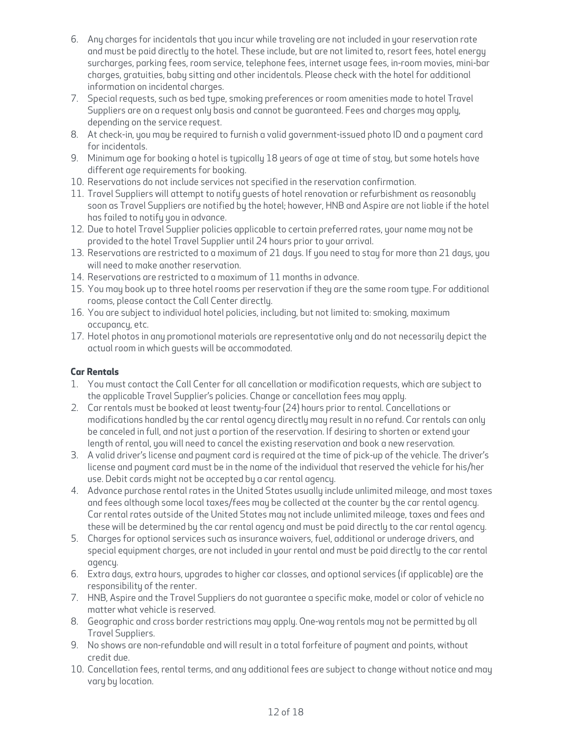6. Any charges for incidentals that you incur while traveling are not included in your reservation rate and must be paid directly to the hotel. These include, but are not limited to, resort fees, hotel energy surcharges, parking fees, room service, telephone fees, internet usage fees, in-room movies, mini-bar charges, gratuities, baby sitting and other incidentals. Please check with the hotel for additional information on incidental charges.
7. Special requests, such as bed type, smoking preferences or room amenities made to hotel Travel Suppliers are on a request only basis and cannot be guaranteed. Fees and charges may apply, depending on the service request.
8. At check-in, you may be required to furnish a valid government-issued photo ID and a payment card for incidentals.
9. Minimum age for booking a hotel is typically 18 years of age at time of stay, but some hotels have different age requirements for booking.
10. Reservations do not include services not specified in the reservation confirmation.
11. Travel Suppliers will attempt to notify guests of hotel renovation or refurbishment as reasonably soon as Travel Suppliers are notified by the hotel; however, HNB and Aspire are not liable if the hotel has failed to notify you in advance.
12. Due to hotel Travel Supplier policies applicable to certain preferred rates, your name may not be provided to the hotel Travel Supplier until 24 hours prior to your arrival.
13. Reservations are restricted to a maximum of 21 days. If you need to stay for more than 21 days, you will need to make another reservation.
14. Reservations are restricted to a maximum of 11 months in advance.
15. You may book up to three hotel rooms per reservation if they are the same room type. For additional rooms, please contact the Call Center directly.
16. You are subject to individual hotel policies, including, but not limited to: smoking, maximum occupancy, etc.
17. Hotel photos in any promotional materials are representative only and do not necessarily depict the actual room in which guests will be accommodated.

**Car Rentals**

1. You must contact the Call Center for all cancellation or modification requests, which are subject to the applicable Travel Supplier's policies. Change or cancellation fees may apply.
2. Car rentals must be booked at least twenty-four (24) hours prior to rental. Cancellations or modifications handled by the car rental agency directly may result in no refund. Car rentals can only be canceled in full, and not just a portion of the reservation. If desiring to shorten or extend your length of rental, you will need to cancel the existing reservation and book a new reservation.
3. A valid driver's license and payment card is required at the time of pick-up of the vehicle. The driver's license and payment card must be in the name of the individual that reserved the vehicle for his/her use. Debit cards might not be accepted by a car rental agency.
4. Advance purchase rental rates in the United States usually include unlimited mileage, and most taxes and fees although some local taxes/fees may be collected at the counter by the car rental agency. Car rental rates outside of the United States may not include unlimited mileage, taxes and fees and these will be determined by the car rental agency and must be paid directly to the car rental agency.
5. Charges for optional services such as insurance waivers, fuel, additional or underage drivers, and special equipment charges, are not included in your rental and must be paid directly to the car rental agency.
6. Extra days, extra hours, upgrades to higher car classes, and optional services (if applicable) are the responsibility of the renter.
7. HNB, Aspire and the Travel Suppliers do not guarantee a specific make, model or color of vehicle no matter what vehicle is reserved.
8. Geographic and cross border restrictions may apply. One-way rentals may not be permitted by all Travel Suppliers.
9. No shows are non-refundable and will result in a total forfeiture of payment and points, without credit due.
10. Cancellation fees, rental terms, and any additional fees are subject to change without notice and may vary by location.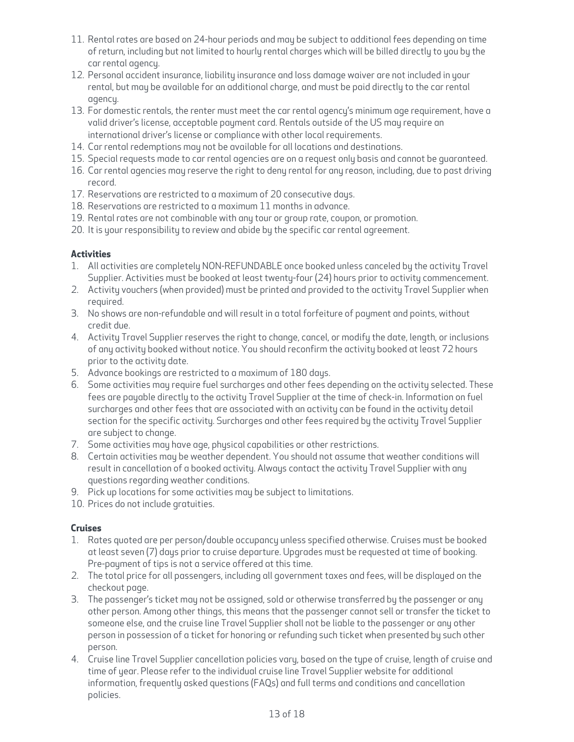11. Rental rates are based on 24-hour periods and may be subject to additional fees depending on time of return, including but not limited to hourly rental charges which will be billed directly to you by the car rental agency.
12. Personal accident insurance, liability insurance and loss damage waiver are not included in your rental, but may be available for an additional charge, and must be paid directly to the car rental agency.
13. For domestic rentals, the renter must meet the car rental agency's minimum age requirement, have a valid driver's license, acceptable payment card. Rentals outside of the US may require an international driver's license or compliance with other local requirements.
14. Car rental redemptions may not be available for all locations and destinations.
15. Special requests made to car rental agencies are on a request only basis and cannot be guaranteed.
16. Car rental agencies may reserve the right to deny rental for any reason, including, due to past driving record.
17. Reservations are restricted to a maximum of 20 consecutive days.
18. Reservations are restricted to a maximum 11 months in advance.
19. Rental rates are not combinable with any tour or group rate, coupon, or promotion.
20. It is your responsibility to review and abide by the specific car rental agreement.

**Activities**

1. All activities are completely NON-REFUNDABLE once booked unless canceled by the activity Travel Supplier. Activities must be booked at least twenty-four (24) hours prior to activity commencement.
2. Activity vouchers (when provided) must be printed and provided to the activity Travel Supplier when required.
3. No shows are non-refundable and will result in a total forfeiture of payment and points, without credit due.
4. Activity Travel Supplier reserves the right to change, cancel, or modify the date, length, or inclusions of any activity booked without notice. You should reconfirm the activity booked at least 72 hours prior to the activity date.
5. Advance bookings are restricted to a maximum of 180 days.
6. Some activities may require fuel surcharges and other fees depending on the activity selected. These fees are payable directly to the activity Travel Supplier at the time of check-in. Information on fuel surcharges and other fees that are associated with an activity can be found in the activity detail section for the specific activity. Surcharges and other fees required by the activity Travel Supplier are subject to change.
7. Some activities may have age, physical capabilities or other restrictions.
8. Certain activities may be weather dependent. You should not assume that weather conditions will result in cancellation of a booked activity. Always contact the activity Travel Supplier with any questions regarding weather conditions.
9. Pick up locations for some activities may be subject to limitations.
10. Prices do not include gratuities.

**Cruises**

1. Rates quoted are per person/double occupancy unless specified otherwise. Cruises must be booked at least seven (7) days prior to cruise departure. Upgrades must be requested at time of booking. Pre-payment of tips is not a service offered at this time.
2. The total price for all passengers, including all government taxes and fees, will be displayed on the checkout page.
3. The passenger's ticket may not be assigned, sold or otherwise transferred by the passenger or any other person. Among other things, this means that the passenger cannot sell or transfer the ticket to someone else, and the cruise line Travel Supplier shall not be liable to the passenger or any other person in possession of a ticket for honoring or refunding such ticket when presented by such other person.
4. Cruise line Travel Supplier cancellation policies vary, based on the type of cruise, length of cruise and time of year. Please refer to the individual cruise line Travel Supplier website for additional information, frequently asked questions (FAQs) and full terms and conditions and cancellation policies.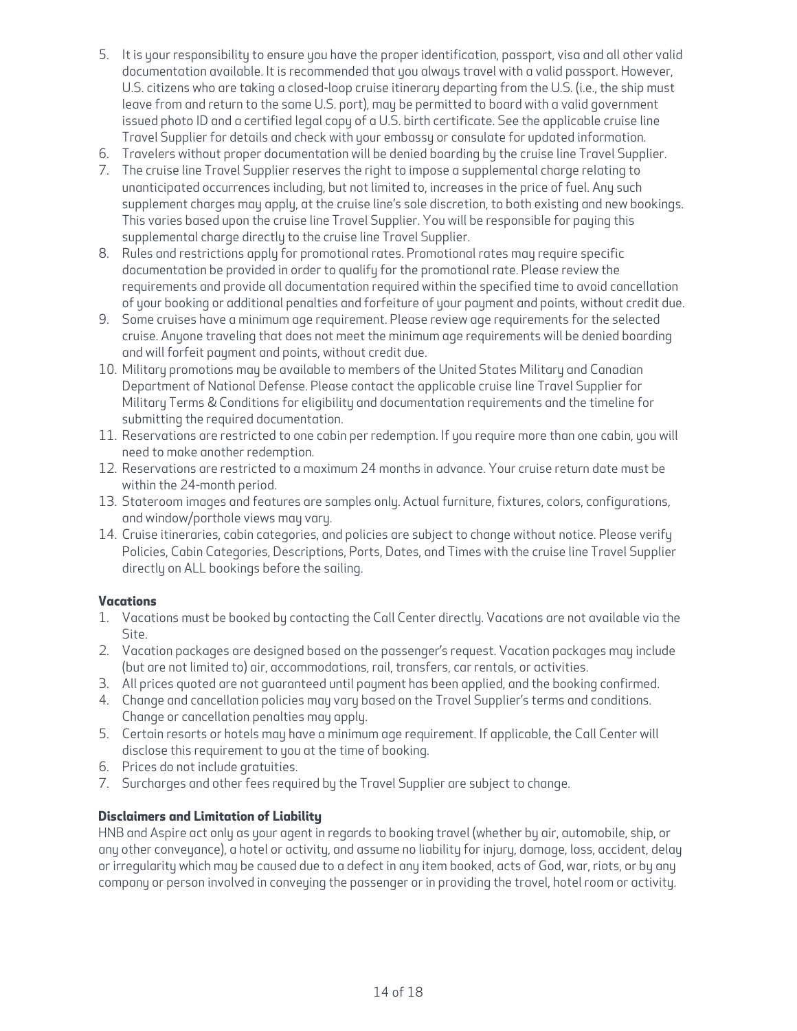5. It is your responsibility to ensure you have the proper identification, passport, visa and all other valid documentation available. It is recommended that you always travel with a valid passport. However, U.S. citizens who are taking a closed-loop cruise itinerary departing from the U.S. (i.e., the ship must leave from and return to the same U.S. port), may be permitted to board with a valid government issued photo ID and a certified legal copy of a U.S. birth certificate. See the applicable cruise line Travel Supplier for details and check with your embassy or consulate for updated information.
6. Travelers without proper documentation will be denied boarding by the cruise line Travel Supplier.
7. The cruise line Travel Supplier reserves the right to impose a supplemental charge relating to unanticipated occurrences including, but not limited to, increases in the price of fuel. Any such supplement charges may apply, at the cruise line's sole discretion, to both existing and new bookings. This varies based upon the cruise line Travel Supplier. You will be responsible for paying this supplemental charge directly to the cruise line Travel Supplier.
8. Rules and restrictions apply for promotional rates. Promotional rates may require specific documentation be provided in order to qualify for the promotional rate. Please review the requirements and provide all documentation required within the specified time to avoid cancellation of your booking or additional penalties and forfeiture of your payment and points, without credit due.
9. Some cruises have a minimum age requirement. Please review age requirements for the selected cruise. Anyone traveling that does not meet the minimum age requirements will be denied boarding and will forfeit payment and points, without credit due.
10. Military promotions may be available to members of the United States Military and Canadian Department of National Defense. Please contact the applicable cruise line Travel Supplier for Military Terms & Conditions for eligibility and documentation requirements and the timeline for submitting the required documentation.
11. Reservations are restricted to one cabin per redemption. If you require more than one cabin, you will need to make another redemption.
12. Reservations are restricted to a maximum 24 months in advance. Your cruise return date must be within the 24-month period.
13. Stateroom images and features are samples only. Actual furniture, fixtures, colors, configurations, and window/porthole views may vary.
14. Cruise itineraries, cabin categories, and policies are subject to change without notice. Please verify Policies, Cabin Categories, Descriptions, Ports, Dates, and Times with the cruise line Travel Supplier directly on ALL bookings before the sailing.

**Vacations**

1. Vacations must be booked by contacting the Call Center directly. Vacations are not available via the Site.
2. Vacation packages are designed based on the passenger's request. Vacation packages may include (but are not limited to) air, accommodations, rail, transfers, car rentals, or activities.
3. All prices quoted are not guaranteed until payment has been applied, and the booking confirmed.
4. Change and cancellation policies may vary based on the Travel Supplier's terms and conditions. Change or cancellation penalties may apply.
5. Certain resorts or hotels may have a minimum age requirement. If applicable, the Call Center will disclose this requirement to you at the time of booking.
6. Prices do not include gratuities.
7. Surcharges and other fees required by the Travel Supplier are subject to change.

**Disclaimers and Limitation of Liability**

HNB and Aspire act only as your agent in regards to booking travel (whether by air, automobile, ship, or any other conveyance), a hotel or activity, and assume no liability for injury, damage, loss, accident, delay or irregularity which may be caused due to a defect in any item booked, acts of God, war, riots, or by any company or person involved in conveying the passenger or in providing the travel, hotel room or activity.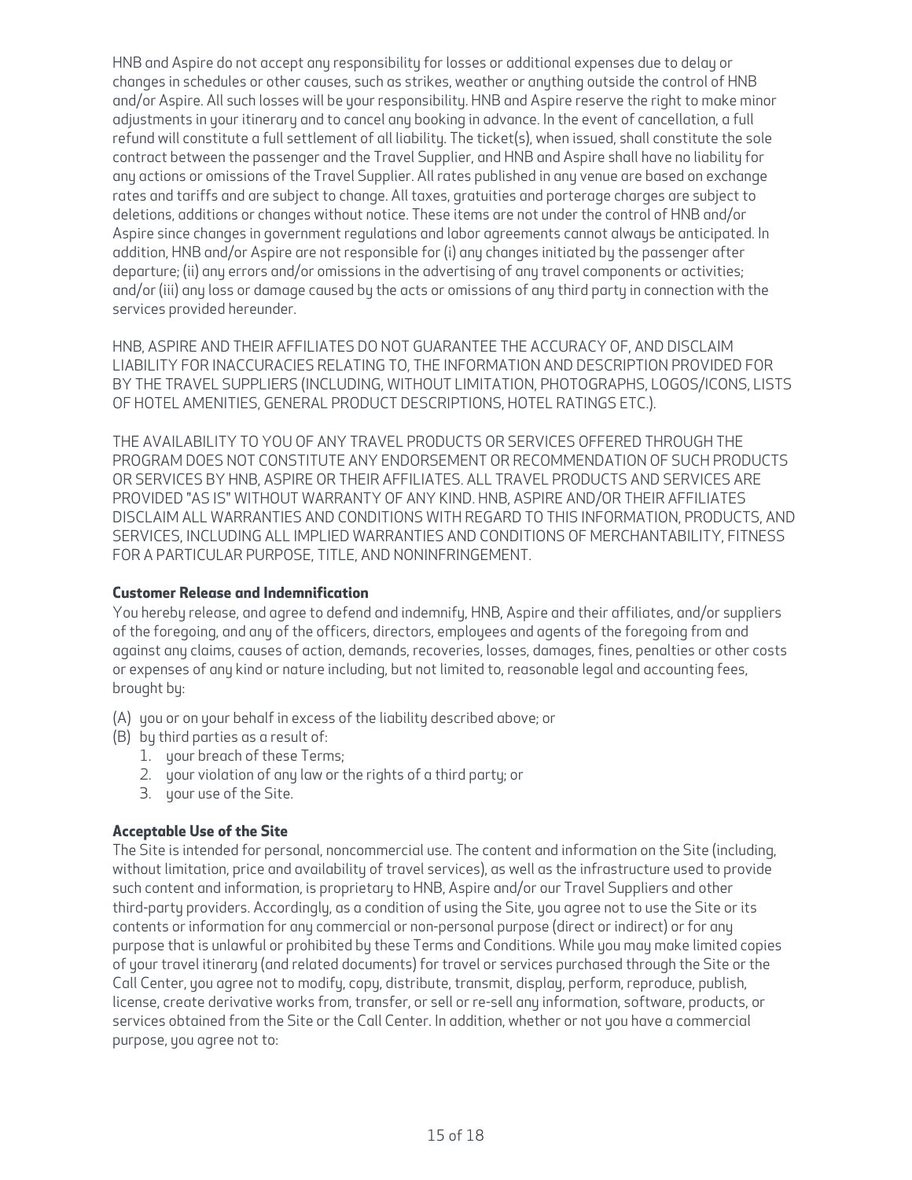HNB and Aspire do not accept any responsibility for losses or additional expenses due to delay or changes in schedules or other causes, such as strikes, weather or anything outside the control of HNB and/or Aspire. All such losses will be your responsibility. HNB and Aspire reserve the right to make minor adjustments in your itinerary and to cancel any booking in advance. In the event of cancellation, a full refund will constitute a full settlement of all liability. The ticket(s), when issued, shall constitute the sole contract between the passenger and the Travel Supplier, and HNB and Aspire shall have no liability for any actions or omissions of the Travel Supplier. All rates published in any venue are based on exchange rates and tariffs and are subject to change. All taxes, gratuities and porterage charges are subject to deletions, additions or changes without notice. These items are not under the control of HNB and/or Aspire since changes in government regulations and labor agreements cannot always be anticipated. In addition, HNB and/or Aspire are not responsible for (i) any changes initiated by the passenger after departure; (ii) any errors and/or omissions in the advertising of any travel components or activities; and/or (iii) any loss or damage caused by the acts or omissions of any third party in connection with the services provided hereunder.

HNB, ASPIRE AND THEIR AFFILIATES DO NOT GUARANTEE THE ACCURACY OF, AND DISCLAIM LIABILITY FOR INACCURACIES RELATING TO, THE INFORMATION AND DESCRIPTION PROVIDED FOR BY THE TRAVEL SUPPLIERS (INCLUDING, WITHOUT LIMITATION, PHOTOGRAPHS, LOGOS/ICONS, LISTS OF HOTEL AMENITIES, GENERAL PRODUCT DESCRIPTIONS, HOTEL RATINGS ETC.).

THE AVAILABILITY TO YOU OF ANY TRAVEL PRODUCTS OR SERVICES OFFERED THROUGH THE PROGRAM DOES NOT CONSTITUTE ANY ENDORSEMENT OR RECOMMENDATION OF SUCH PRODUCTS OR SERVICES BY HNB, ASPIRE OR THEIR AFFILIATES. ALL TRAVEL PRODUCTS AND SERVICES ARE PROVIDED "AS IS" WITHOUT WARRANTY OF ANY KIND. HNB, ASPIRE AND/OR THEIR AFFILIATES DISCLAIM ALL WARRANTIES AND CONDITIONS WITH REGARD TO THIS INFORMATION, PRODUCTS, AND SERVICES, INCLUDING ALL IMPLIED WARRANTIES AND CONDITIONS OF MERCHANTABILITY, FITNESS FOR A PARTICULAR PURPOSE, TITLE, AND NONINFRINGEMENT.

**Customer Release and Indemnification**

You hereby release, and agree to defend and indemnify, HNB, Aspire and their affiliates, and/or suppliers of the foregoing, and any of the officers, directors, employees and agents of the foregoing from and against any claims, causes of action, demands, recoveries, losses, damages, fines, penalties or other costs or expenses of any kind or nature including, but not limited to, reasonable legal and accounting fees, brought by:

(A) you or on your behalf in excess of the liability described above; or

(B) by third parties as a result of:

1. your breach of these Terms;
2. your violation of any law or the rights of a third party; or
3. your use of the Site.

**Acceptable Use of the Site**

The Site is intended for personal, noncommercial use. The content and information on the Site (including, without limitation, price and availability of travel services), as well as the infrastructure used to provide such content and information, is proprietary to HNB, Aspire and/or our Travel Suppliers and other third-party providers. Accordingly, as a condition of using the Site, you agree not to use the Site or its contents or information for any commercial or non-personal purpose (direct or indirect) or for any purpose that is unlawful or prohibited by these Terms and Conditions. While you may make limited copies of your travel itinerary (and related documents) for travel or services purchased through the Site or the Call Center, you agree not to modify, copy, distribute, transmit, display, perform, reproduce, publish, license, create derivative works from, transfer, or sell or re-sell any information, software, products, or services obtained from the Site or the Call Center. In addition, whether or not you have a commercial purpose, you agree not to: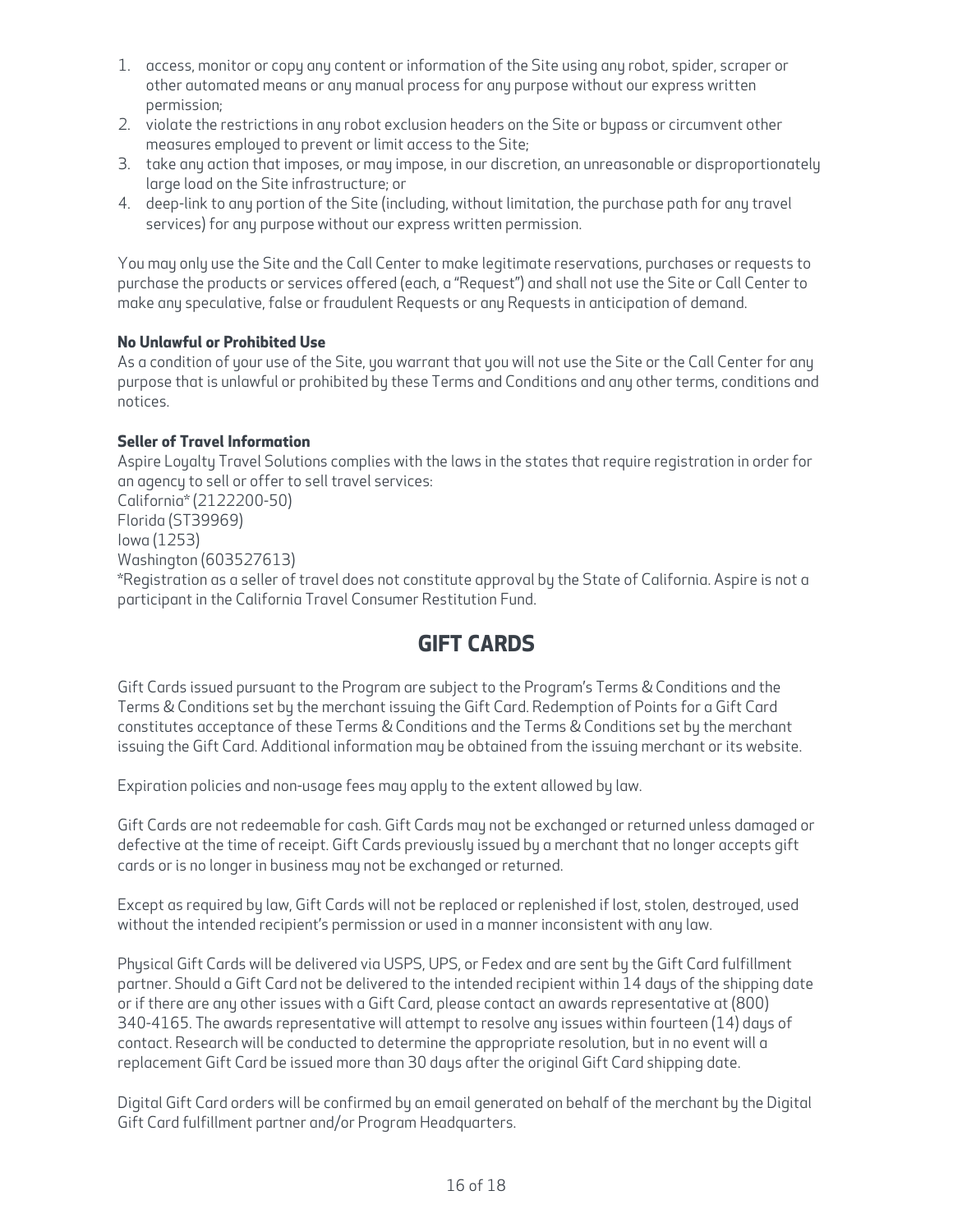1. access, monitor or copy any content or information of the Site using any robot, spider, scraper or other automated means or any manual process for any purpose without our express written permission;
2. violate the restrictions in any robot exclusion headers on the Site or bypass or circumvent other measures employed to prevent or limit access to the Site;
3. take any action that imposes, or may impose, in our discretion, an unreasonable or disproportionately large load on the Site infrastructure; or
4. deep-link to any portion of the Site (including, without limitation, the purchase path for any travel services) for any purpose without our express written permission.

You may only use the Site and the Call Center to make legitimate reservations, purchases or requests to purchase the products or services offered (each, a "Request") and shall not use the Site or Call Center to make any speculative, false or fraudulent Requests or any Requests in anticipation of demand.

**No Unlawful or Prohibited Use**

As a condition of your use of the Site, you warrant that you will not use the Site or the Call Center for any purpose that is unlawful or prohibited by these Terms and Conditions and any other terms, conditions and notices.

**Seller of Travel Information**

Aspire Loyalty Travel Solutions complies with the laws in the states that require registration in order for an agency to sell or offer to sell travel services:
California* (2122200-50)
Florida (ST39969)
Iowa (1253)
Washington (603527613)
*Registration as a seller of travel does not constitute approval by the State of California. Aspire is not a participant in the California Travel Consumer Restitution Fund.

## GIFT CARDS

Gift Cards issued pursuant to the Program are subject to the Program's Terms & Conditions and the Terms & Conditions set by the merchant issuing the Gift Card. Redemption of Points for a Gift Card constitutes acceptance of these Terms & Conditions and the Terms & Conditions set by the merchant issuing the Gift Card. Additional information may be obtained from the issuing merchant or its website.

Expiration policies and non-usage fees may apply to the extent allowed by law.

Gift Cards are not redeemable for cash. Gift Cards may not be exchanged or returned unless damaged or defective at the time of receipt. Gift Cards previously issued by a merchant that no longer accepts gift cards or is no longer in business may not be exchanged or returned.

Except as required by law, Gift Cards will not be replaced or replenished if lost, stolen, destroyed, used without the intended recipient's permission or used in a manner inconsistent with any law.

Physical Gift Cards will be delivered via USPS, UPS, or Fedex and are sent by the Gift Card fulfillment partner. Should a Gift Card not be delivered to the intended recipient within 14 days of the shipping date or if there are any other issues with a Gift Card, please contact an awards representative at (800) 340-4165. The awards representative will attempt to resolve any issues within fourteen (14) days of contact. Research will be conducted to determine the appropriate resolution, but in no event will a replacement Gift Card be issued more than 30 days after the original Gift Card shipping date.

Digital Gift Card orders will be confirmed by an email generated on behalf of the merchant by the Digital Gift Card fulfillment partner and/or Program Headquarters.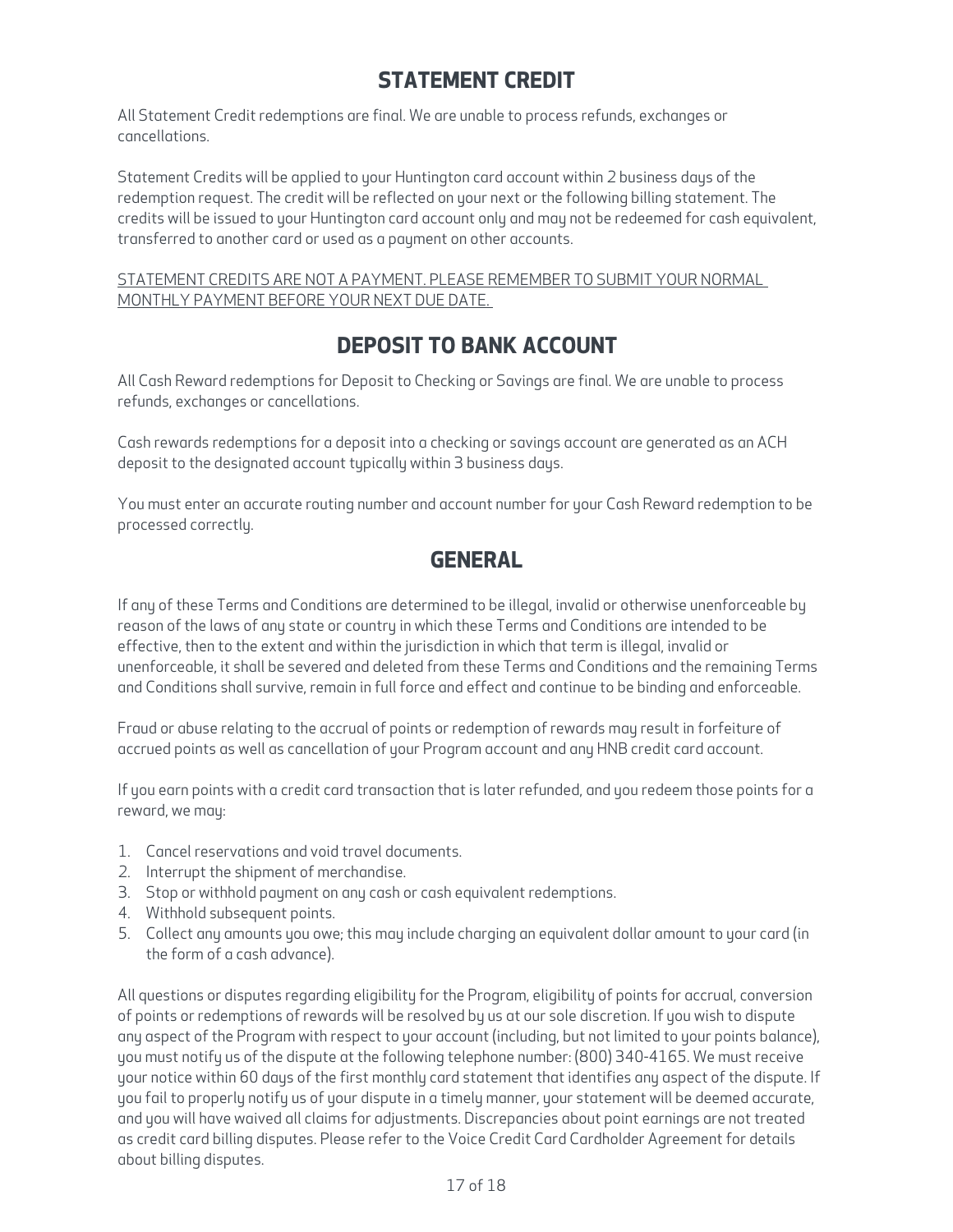## STATEMENT CREDIT

All Statement Credit redemptions are final. We are unable to process refunds, exchanges or cancellations.

Statement Credits will be applied to your Huntington card account within 2 business days of the redemption request. The credit will be reflected on your next or the following billing statement. The credits will be issued to your Huntington card account only and may not be redeemed for cash equivalent, transferred to another card or used as a payment on other accounts.

<u>STATEMENT CREDITS ARE NOT A PAYMENT. PLEASE REMEMBER TO SUBMIT YOUR NORMAL MONTHLY PAYMENT BEFORE YOUR NEXT DUE DATE.</u>

## DEPOSIT TO BANK ACCOUNT

All Cash Reward redemptions for Deposit to Checking or Savings are final. We are unable to process refunds, exchanges or cancellations.

Cash rewards redemptions for a deposit into a checking or savings account are generated as an ACH deposit to the designated account typically within 3 business days.

You must enter an accurate routing number and account number for your Cash Reward redemption to be processed correctly.

## GENERAL

If any of these Terms and Conditions are determined to be illegal, invalid or otherwise unenforceable by reason of the laws of any state or country in which these Terms and Conditions are intended to be effective, then to the extent and within the jurisdiction in which that term is illegal, invalid or unenforceable, it shall be severed and deleted from these Terms and Conditions and the remaining Terms and Conditions shall survive, remain in full force and effect and continue to be binding and enforceable.

Fraud or abuse relating to the accrual of points or redemption of rewards may result in forfeiture of accrued points as well as cancellation of your Program account and any HNB credit card account.

If you earn points with a credit card transaction that is later refunded, and you redeem those points for a reward, we may:

1. Cancel reservations and void travel documents.
2. Interrupt the shipment of merchandise.
3. Stop or withhold payment on any cash or cash equivalent redemptions.
4. Withhold subsequent points.
5. Collect any amounts you owe; this may include charging an equivalent dollar amount to your card (in the form of a cash advance).

All questions or disputes regarding eligibility for the Program, eligibility of points for accrual, conversion of points or redemptions of rewards will be resolved by us at our sole discretion. If you wish to dispute any aspect of the Program with respect to your account (including, but not limited to your points balance), you must notify us of the dispute at the following telephone number: (800) 340-4165. We must receive your notice within 60 days of the first monthly card statement that identifies any aspect of the dispute. If you fail to properly notify us of your dispute in a timely manner, your statement will be deemed accurate, and you will have waived all claims for adjustments. Discrepancies about point earnings are not treated as credit card billing disputes. Please refer to the Voice Credit Card Cardholder Agreement for details about billing disputes.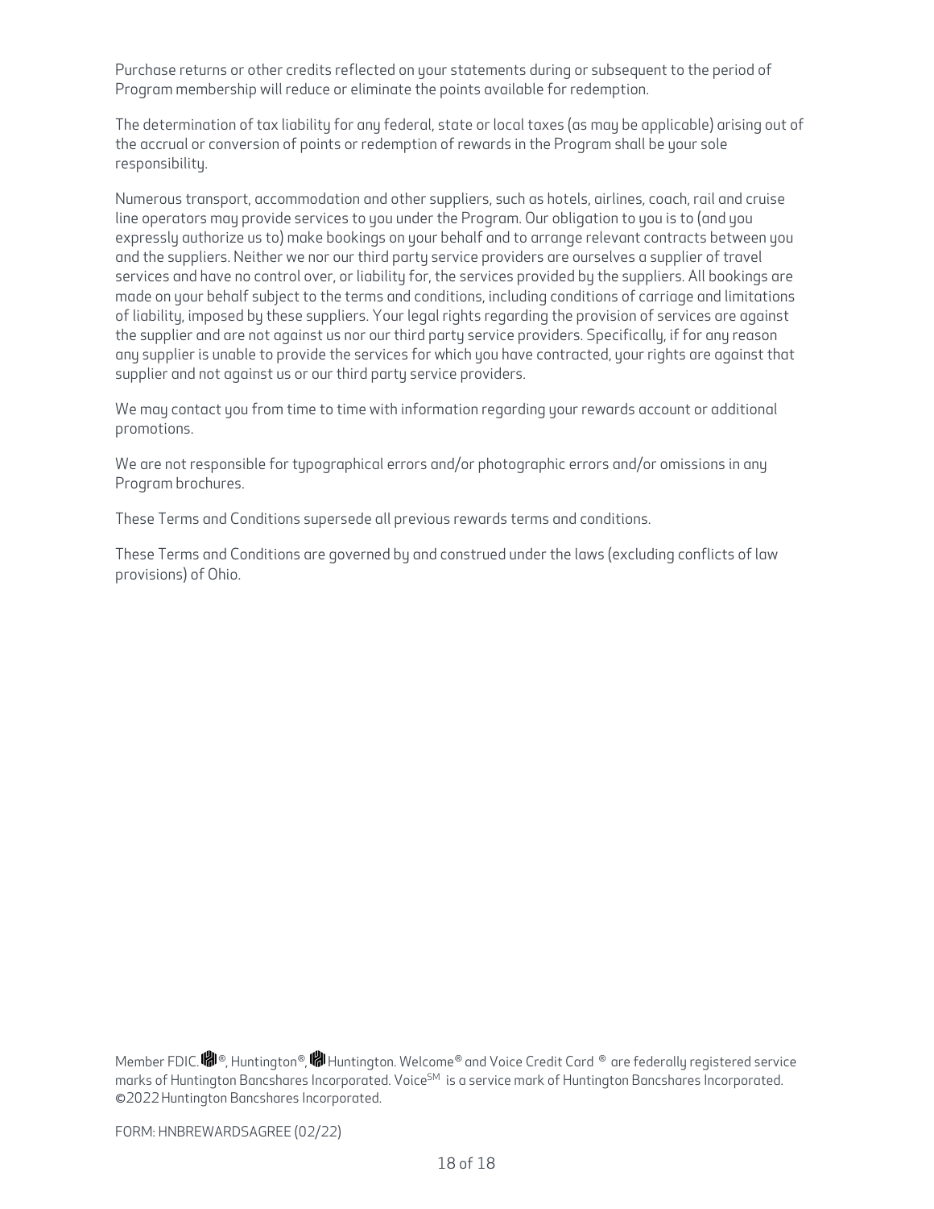Purchase returns or other credits reflected on your statements during or subsequent to the period of Program membership will reduce or eliminate the points available for redemption.

The determination of tax liability for any federal, state or local taxes (as may be applicable) arising out of the accrual or conversion of points or redemption of rewards in the Program shall be your sole responsibility.

Numerous transport, accommodation and other suppliers, such as hotels, airlines, coach, rail and cruise line operators may provide services to you under the Program. Our obligation to you is to (and you expressly authorize us to) make bookings on your behalf and to arrange relevant contracts between you and the suppliers. Neither we nor our third party service providers are ourselves a supplier of travel services and have no control over, or liability for, the services provided by the suppliers. All bookings are made on your behalf subject to the terms and conditions, including conditions of carriage and limitations of liability, imposed by these suppliers. Your legal rights regarding the provision of services are against the supplier and are not against us nor our third party service providers. Specifically, if for any reason any supplier is unable to provide the services for which you have contracted, your rights are against that supplier and not against us or our third party service providers.

We may contact you from time to time with information regarding your rewards account or additional promotions.

We are not responsible for typographical errors and/or photographic errors and/or omissions in any Program brochures.

These Terms and Conditions supersede all previous rewards terms and conditions.

These Terms and Conditions are governed by and construed under the laws (excluding conflicts of law provisions) of Ohio.

Member FDIC. ®, Huntington®, Huntington. Welcome® and Voice Credit Card ® are federally registered service marks of Huntington Bancshares Incorporated. Voice℠ is a service mark of Huntington Bancshares Incorporated. ©2022 Huntington Bancshares Incorporated.

FORM: HNBREWARDSAGREE (02/22)